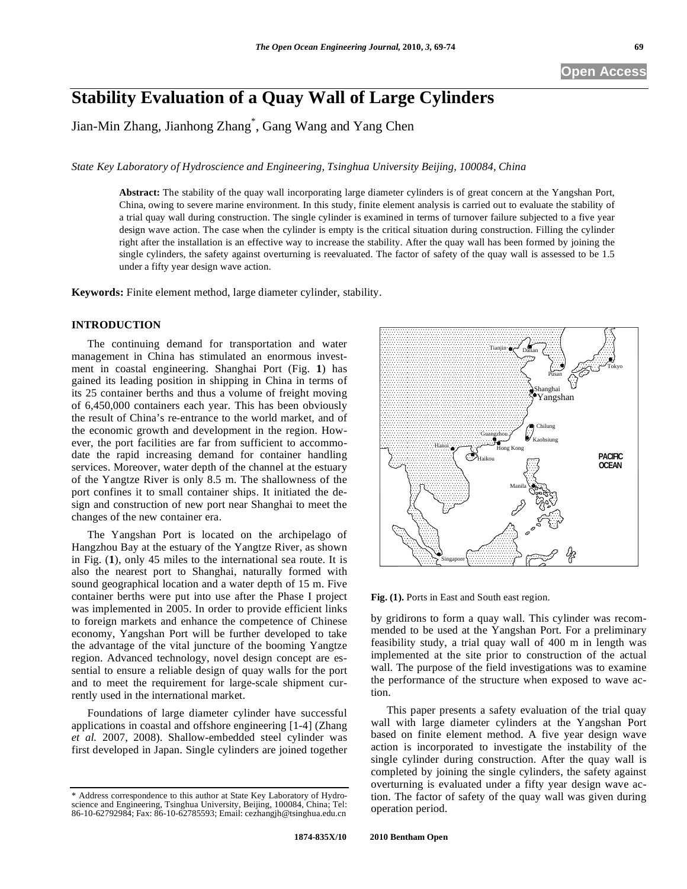# Stability Evaluation of a Quay Wall of Large Cylinders

Jian-Min Zhang, Jianhong Zhang*, Gang Wang and Yang Chen

*State Key Laboratory of Hydroscience and Engineering, Tsinghua University Beijing, 100084, China*

**Abstract:** The stability of the quay wall incorporating large diameter cylinders is of great concern at the Yangshan Port, China, owing to severe marine environment. In this study, finite element analysis is carried out to evaluate the stability of a trial quay wall during construction. The single cylinder is examined in terms of turnover failure subjected to a five year design wave action. The case when the cylinder is empty is the critical situation during construction. Filling the cylinder right after the installation is an effective way to increase the stability. After the quay wall has been formed by joining the single cylinders, the safety against overturning is reevaluated. The factor of safety of the quay wall is assessed to be 1.5 under a fifty year design wave action.

**Keywords:** Finite element method, large diameter cylinder, stability.

## INTRODUCTION

The continuing demand for transportation and water management in China has stimulated an enormous investment in coastal engineering. Shanghai Port (Fig. **1**) has gained its leading position in shipping in China in terms of its 25 container berths and thus a volume of freight moving of 6,450,000 containers each year. This has been obviously the result of China's re-entrance to the world market, and of the economic growth and development in the region. However, the port facilities are far from sufficient to accommodate the rapid increasing demand for container handling services. Moreover, water depth of the channel at the estuary of the Yangtze River is only 8.5 m. The shallowness of the port confines it to small container ships. It initiated the design and construction of new port near Shanghai to meet the changes of the new container era.

The Yangshan Port is located on the archipelago of Hangzhou Bay at the estuary of the Yangtze River, as shown in Fig. (**1**), only 45 miles to the international sea route. It is also the nearest port to Shanghai, naturally formed with sound geographical location and a water depth of 15 m. Five container berths were put into use after the Phase I project was implemented in 2005. In order to provide efficient links to foreign markets and enhance the competence of Chinese economy, Yangshan Port will be further developed to take the advantage of the vital juncture of the booming Yangtze region. Advanced technology, novel design concept are essential to ensure a reliable design of quay walls for the port and to meet the requirement for large-scale shipment currently used in the international market.

Foundations of large diameter cylinder have successful applications in coastal and offshore engineering [1-4] (Zhang *et al.* 2007, 2008). Shallow-embedded steel cylinder was first developed in Japan. Single cylinders are joined together by gridirons to form a quay wall. This cylinder was recommended to be used at the Yangshan Port. For a preliminary feasibility study, a trial quay wall of 400 m in length was implemented at the site prior to construction of the actual wall. The purpose of the field investigations was to examine the performance of the structure when exposed to wave action.

**Fig. (1).** Ports in East and South east region.

This paper presents a safety evaluation of the trial quay wall with large diameter cylinders at the Yangshan Port based on finite element method. A five year design wave action is incorporated to investigate the instability of the single cylinder during construction. After the quay wall is completed by joining the single cylinders, the safety against overturning is evaluated under a fifty year design wave action. The factor of safety of the quay wall was given during operation period.

\* Address correspondence to this author at State Key Laboratory of Hydroscience and Engineering, Tsinghua University, Beijing, 100084, China; Tel: 86-10-62792984; Fax: 86-10-62785593; Email: cezhangjh@tsinghua.edu.cn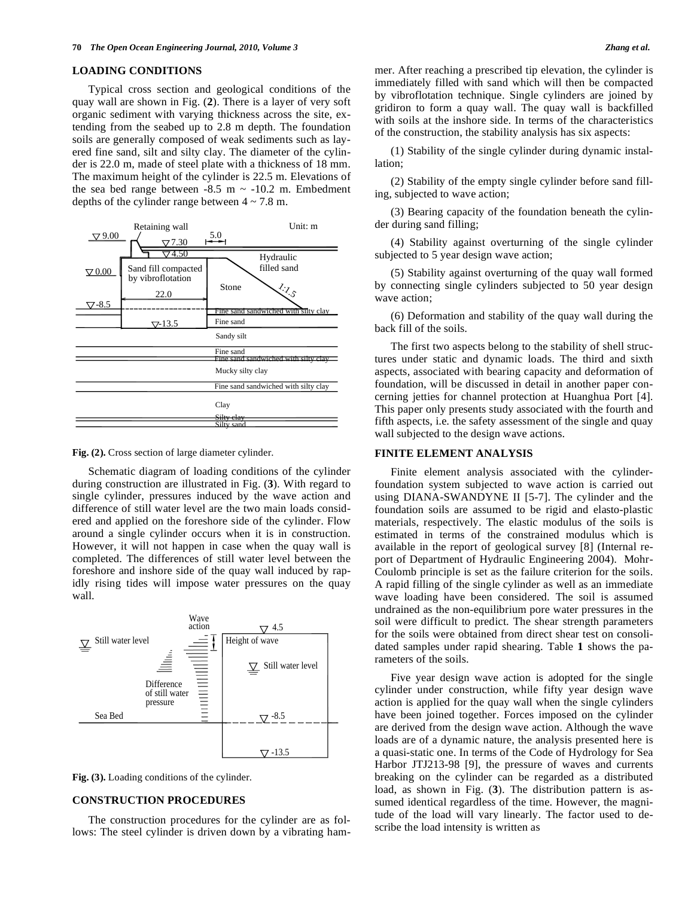## LOADING CONDITIONS

Typical cross section and geological conditions of the quay wall are shown in Fig. (**2**). There is a layer of very soft organic sediment with varying thickness across the site, extending from the seabed up to 2.8 m depth. The foundation soils are generally composed of weak sediments such as layered fine sand, silt and silty clay. The diameter of the cylinder is 22.0 m, made of steel plate with a thickness of 18 mm. The maximum height of the cylinder is 22.5 m. Elevations of the sea bed range between -8.5 m ~ -10.2 m. Embedment depths of the cylinder range between 4 ~ 7.8 m.

**Fig. (2).** Cross section of large diameter cylinder.

Schematic diagram of loading conditions of the cylinder during construction are illustrated in Fig. (**3**). With regard to single cylinder, pressures induced by the wave action and difference of still water level are the two main loads considered and applied on the foreshore side of the cylinder. Flow around a single cylinder occurs when it is in construction. However, it will not happen in case when the quay wall is completed. The differences of still water level between the foreshore and inshore side of the quay wall induced by rapidly rising tides will impose water pressures on the quay wall.

**Fig. (3).** Loading conditions of the cylinder.

## CONSTRUCTION PROCEDURES

The construction procedures for the cylinder are as follows: The steel cylinder is driven down by a vibrating hammer. After reaching a prescribed tip elevation, the cylinder is immediately filled with sand which will then be compacted by vibroflotation technique. Single cylinders are joined by gridiron to form a quay wall. The quay wall is backfilled with soils at the inshore side. In terms of the characteristics of the construction, the stability analysis has six aspects:

(1) Stability of the single cylinder during dynamic installation;

(2) Stability of the empty single cylinder before sand filling, subjected to wave action;

(3) Bearing capacity of the foundation beneath the cylinder during sand filling;

(4) Stability against overturning of the single cylinder subjected to 5 year design wave action;

(5) Stability against overturning of the quay wall formed by connecting single cylinders subjected to 50 year design wave action;

(6) Deformation and stability of the quay wall during the back fill of the soils.

The first two aspects belong to the stability of shell structures under static and dynamic loads. The third and sixth aspects, associated with bearing capacity and deformation of foundation, will be discussed in detail in another paper concerning jetties for channel protection at Huanghua Port [4]. This paper only presents study associated with the fourth and fifth aspects, i.e. the safety assessment of the single and quay wall subjected to the design wave actions.

## FINITE ELEMENT ANALYSIS

Finite element analysis associated with the cylinder-foundation system subjected to wave action is carried out using DIANA-SWANDYNE II [5-7]. The cylinder and the foundation soils are assumed to be rigid and elasto-plastic materials, respectively. The elastic modulus of the soils is estimated in terms of the constrained modulus which is available in the report of geological survey [8] (Internal report of Department of Hydraulic Engineering 2004). Mohr-Coulomb principle is set as the failure criterion for the soils. A rapid filling of the single cylinder as well as an immediate wave loading have been considered. The soil is assumed undrained as the non-equilibrium pore water pressures in the soil were difficult to predict. The shear strength parameters for the soils were obtained from direct shear test on consolidated samples under rapid shearing. Table **1** shows the parameters of the soils.

Five year design wave action is adopted for the single cylinder under construction, while fifty year design wave action is applied for the quay wall when the single cylinders have been joined together. Forces imposed on the cylinder are derived from the design wave action. Although the wave loads are of a dynamic nature, the analysis presented here is a quasi-static one. In terms of the Code of Hydrology for Sea Harbor JTJ213-98 [9], the pressure of waves and currents breaking on the cylinder can be regarded as a distributed load, as shown in Fig. (**3**). The distribution pattern is assumed identical regardless of the time. However, the magnitude of the load will vary linearly. The factor used to describe the load intensity is written as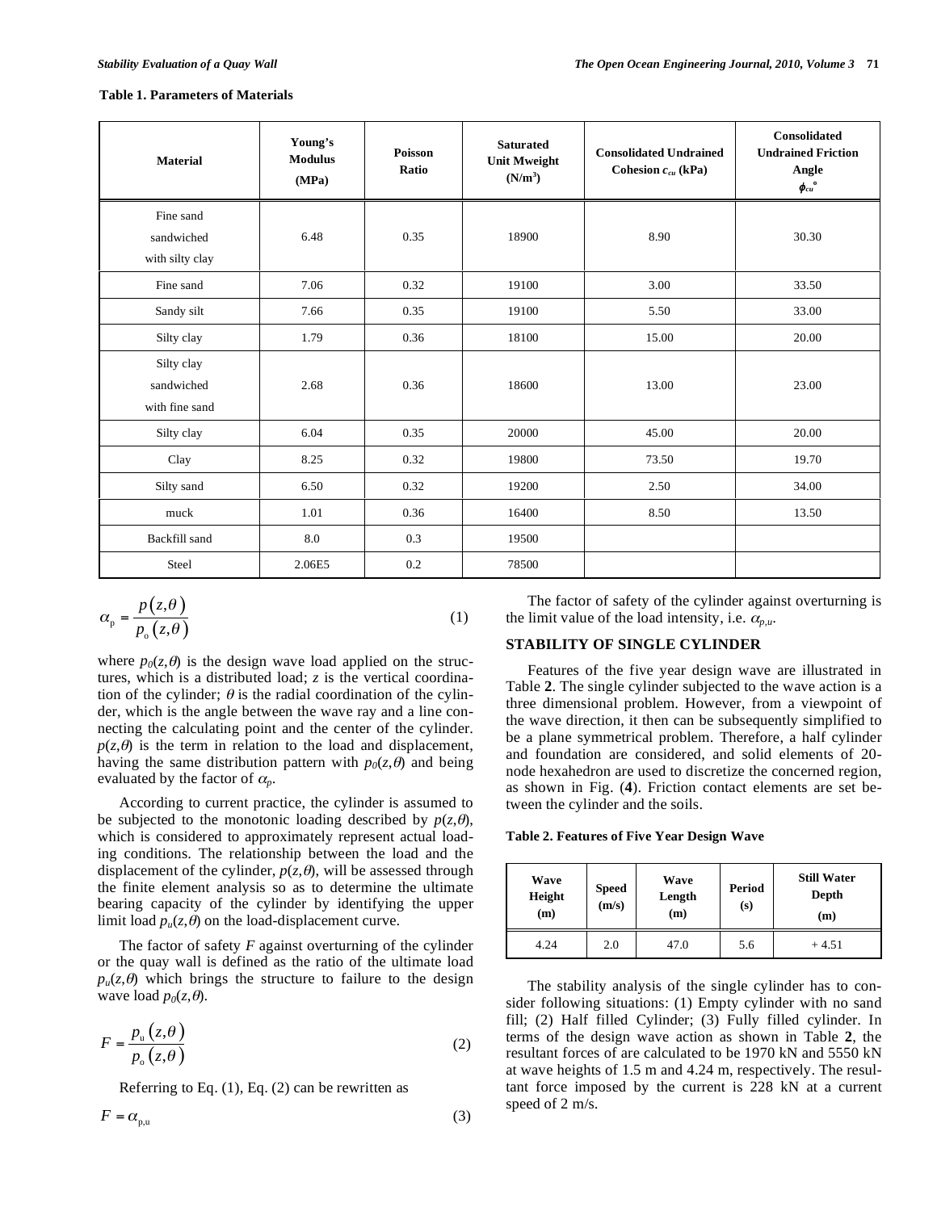**Table 1. Parameters of Materials**

| Material | Young's Modulus (MPa) | Poisson Ratio | Saturated Unit Mweight (N/m$^3$) | Consolidated Undrained Cohesion $c_{cu}$ (kPa) | Consolidated Undrained Friction Angle $\phi_{cu}$° |
|---|---|---|---|---|---|
| Fine sand sandwiched with silty clay | 6.48 | 0.35 | 18900 | 8.90 | 30.30 |
| Fine sand | 7.06 | 0.32 | 19100 | 3.00 | 33.50 |
| Sandy silt | 7.66 | 0.35 | 19100 | 5.50 | 33.00 |
| Silty clay | 1.79 | 0.36 | 18100 | 15.00 | 20.00 |
| Silty clay sandwiched with fine sand | 2.68 | 0.36 | 18600 | 13.00 | 23.00 |
| Silty clay | 6.04 | 0.35 | 20000 | 45.00 | 20.00 |
| Clay | 8.25 | 0.32 | 19800 | 73.50 | 19.70 |
| Silty sand | 6.50 | 0.32 | 19200 | 2.50 | 34.00 |
| muck | 1.01 | 0.36 | 16400 | 8.50 | 13.50 |
| Backfill sand | 8.0 | 0.3 | 19500 | | |
| Steel | 2.06E5 | 0.2 | 78500 | | |

$$\alpha_p = \frac{p(z,\theta)}{p_o(z,\theta)} \tag{1}$$

where $p_0(z,\theta)$ is the design wave load applied on the structures, which is a distributed load; $z$ is the vertical coordination of the cylinder; $\theta$ is the radial coordination of the cylinder, which is the angle between the wave ray and a line connecting the calculating point and the center of the cylinder. $p(z,\theta)$ is the term in relation to the load and displacement, having the same distribution pattern with $p_0(z,\theta)$ and being evaluated by the factor of $\alpha_p$.

According to current practice, the cylinder is assumed to be subjected to the monotonic loading described by $p(z,\theta)$, which is considered to approximately represent actual loading conditions. The relationship between the load and the displacement of the cylinder, $p(z,\theta)$, will be assessed through the finite element analysis so as to determine the ultimate bearing capacity of the cylinder by identifying the upper limit load $p_u(z,\theta)$ on the load-displacement curve.

The factor of safety $F$ against overturning of the cylinder or the quay wall is defined as the ratio of the ultimate load $p_u(z,\theta)$ which brings the structure to failure to the design wave load $p_0(z,\theta)$.

$$F = \frac{p_u(z,\theta)}{p_o(z,\theta)} \tag{2}$$

Referring to Eq. (1), Eq. (2) can be rewritten as

$$F = \alpha_{p,u} \tag{3}$$

The factor of safety of the cylinder against overturning is the limit value of the load intensity, i.e. $\alpha_{p,u}$.

## STABILITY OF SINGLE CYLINDER

Features of the five year design wave are illustrated in Table **2**. The single cylinder subjected to the wave action is a three dimensional problem. However, from a viewpoint of the wave direction, it then can be subsequently simplified to be a plane symmetrical problem. Therefore, a half cylinder and foundation are considered, and solid elements of 20-node hexahedron are used to discretize the concerned region, as shown in Fig. (**4**). Friction contact elements are set between the cylinder and the soils.

**Table 2. Features of Five Year Design Wave**

| Wave Height (m) | Speed (m/s) | Wave Length (m) | Period (s) | Still Water Depth (m) |
|---|---|---|---|---|
| 4.24 | 2.0 | 47.0 | 5.6 | + 4.51 |

The stability analysis of the single cylinder has to consider following situations: (1) Empty cylinder with no sand fill; (2) Half filled Cylinder; (3) Fully filled cylinder. In terms of the design wave action as shown in Table **2**, the resultant forces of are calculated to be 1970 kN and 5550 kN at wave heights of 1.5 m and 4.24 m, respectively. The resultant force imposed by the current is 228 kN at a current speed of 2 m/s.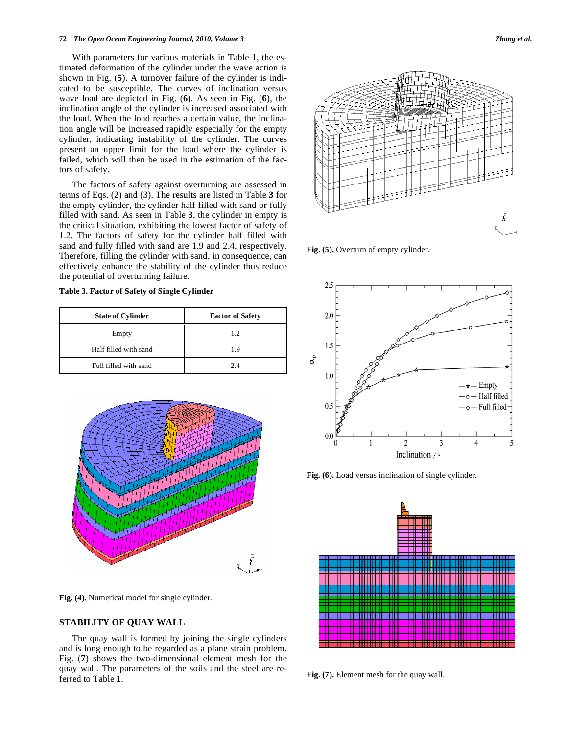With parameters for various materials in Table **1**, the estimated deformation of the cylinder under the wave action is shown in Fig. (**5**). A turnover failure of the cylinder is indicated to be susceptible. The curves of inclination versus wave load are depicted in Fig. (**6**). As seen in Fig. (**6**), the inclination angle of the cylinder is increased associated with the load. When the load reaches a certain value, the inclination angle will be increased rapidly especially for the empty cylinder, indicating instability of the cylinder. The curves present an upper limit for the load where the cylinder is failed, which will then be used in the estimation of the factors of safety.

The factors of safety against overturning are assessed in terms of Eqs. (2) and (3). The results are listed in Table **3** for the empty cylinder, the cylinder half filled with sand or fully filled with sand. As seen in Table **3**, the cylinder in empty is the critical situation, exhibiting the lowest factor of safety of 1.2. The factors of safety for the cylinder half filled with sand and fully filled with sand are 1.9 and 2.4, respectively. Therefore, filling the cylinder with sand, in consequence, can effectively enhance the stability of the cylinder thus reduce the potential of overturning failure.

**Table 3. Factor of Safety of Single Cylinder**

| State of Cylinder | Factor of Safety |
|---|---|
| Empty | 1.2 |
| Half filled with sand | 1.9 |
| Full filled with sand | 2.4 |

**Fig. (4).** Numerical model for single cylinder.

**Fig. (5).** Overturn of empty cylinder.

**Fig. (6).** Load versus inclination of single cylinder.

## STABILITY OF QUAY WALL

The quay wall is formed by joining the single cylinders and is long enough to be regarded as a plane strain problem. Fig. (**7**) shows the two-dimensional element mesh for the quay wall. The parameters of the soils and the steel are referred to Table **1**.

**Fig. (7).** Element mesh for the quay wall.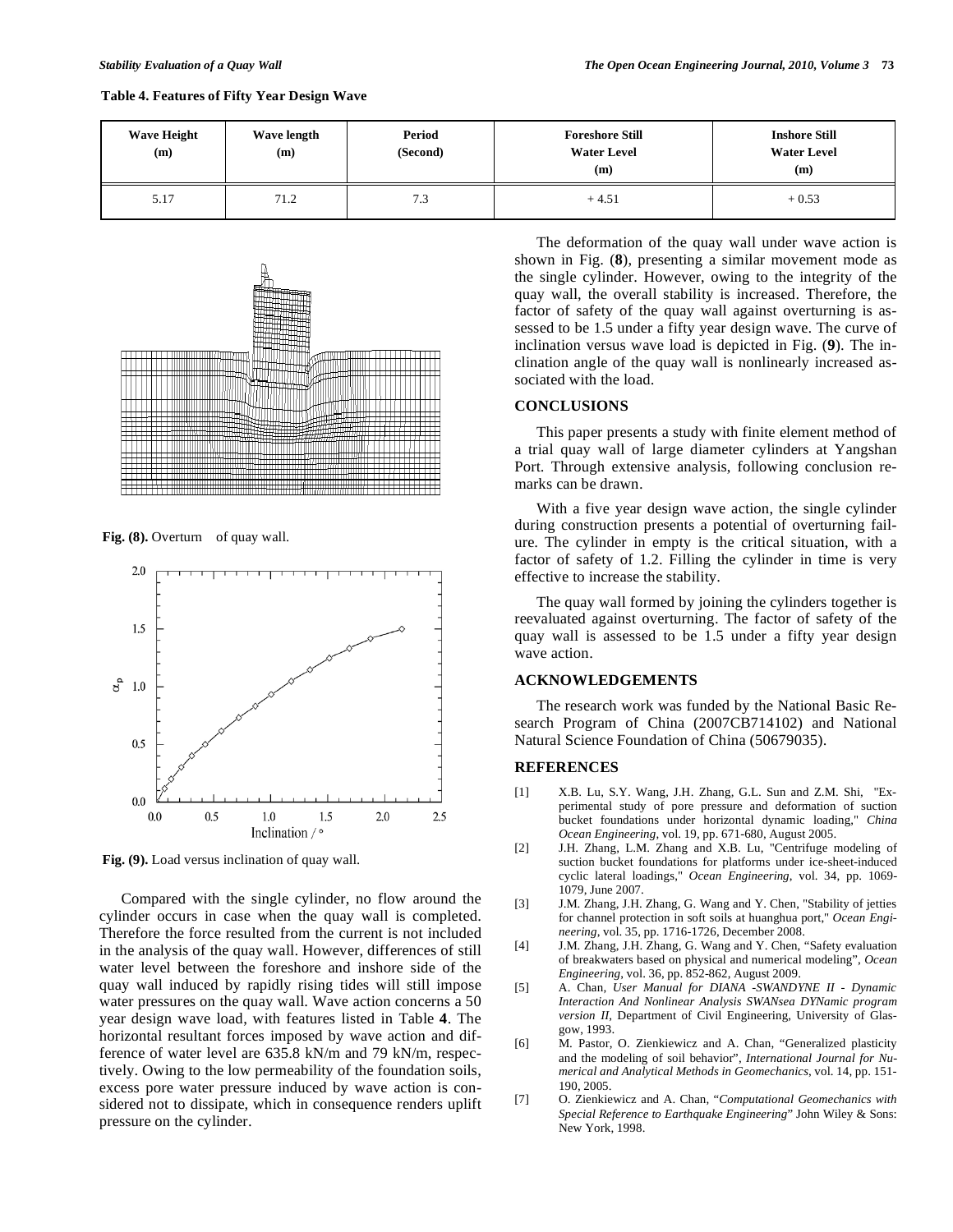**Table 4. Features of Fifty Year Design Wave**

| Wave Height (m) | Wave length (m) | Period (Second) | Foreshore Still Water Level (m) | Inshore Still Water Level (m) |
|---|---|---|---|---|
| 5.17 | 71.2 | 7.3 | + 4.51 | + 0.53 |

**Fig. (8).** Overturn of quay wall.

**Fig. (9).** Load versus inclination of quay wall.

Compared with the single cylinder, no flow around the cylinder occurs in case when the quay wall is completed. Therefore the force resulted from the current is not included in the analysis of the quay wall. However, differences of still water level between the foreshore and inshore side of the quay wall induced by rapidly rising tides will still impose water pressures on the quay wall. Wave action concerns a 50 year design wave load, with features listed in Table **4**. The horizontal resultant forces imposed by wave action and difference of water level are 635.8 kN/m and 79 kN/m, respectively. Owing to the low permeability of the foundation soils, excess pore water pressure induced by wave action is considered not to dissipate, which in consequence renders uplift pressure on the cylinder.

The deformation of the quay wall under wave action is shown in Fig. (**8**), presenting a similar movement mode as the single cylinder. However, owing to the integrity of the quay wall, the overall stability is increased. Therefore, the factor of safety of the quay wall against overturning is assessed to be 1.5 under a fifty year design wave. The curve of inclination versus wave load is depicted in Fig. (**9**). The inclination angle of the quay wall is nonlinearly increased associated with the load.

## CONCLUSIONS

This paper presents a study with finite element method of a trial quay wall of large diameter cylinders at Yangshan Port. Through extensive analysis, following conclusion remarks can be drawn.

With a five year design wave action, the single cylinder during construction presents a potential of overturning failure. The cylinder in empty is the critical situation, with a factor of safety of 1.2. Filling the cylinder in time is very effective to increase the stability.

The quay wall formed by joining the cylinders together is reevaluated against overturning. The factor of safety of the quay wall is assessed to be 1.5 under a fifty year design wave action.

## ACKNOWLEDGEMENTS

The research work was funded by the National Basic Research Program of China (2007CB714102) and National Natural Science Foundation of China (50679035).

## REFERENCES

[1] X.B. Lu, S.Y. Wang, J.H. Zhang, G.L. Sun and Z.M. Shi, "Experimental study of pore pressure and deformation of suction bucket foundations under horizontal dynamic loading," *China Ocean Engineering*, vol. 19, pp. 671-680, August 2005.

[2] J.H. Zhang, L.M. Zhang and X.B. Lu, "Centrifuge modeling of suction bucket foundations for platforms under ice-sheet-induced cyclic lateral loadings," *Ocean Engineering*, vol. 34, pp. 1069-1079, June 2007.

[3] J.M. Zhang, J.H. Zhang, G. Wang and Y. Chen, "Stability of jetties for channel protection in soft soils at huanghua port," *Ocean Engineering*, vol. 35, pp. 1716-1726, December 2008.

[4] J.M. Zhang, J.H. Zhang, G. Wang and Y. Chen, "Safety evaluation of breakwaters based on physical and numerical modeling", *Ocean Engineering*, vol. 36, pp. 852-862, August 2009.

[5] A. Chan, *User Manual for DIANA -SWANDYNE II - Dynamic Interaction And Nonlinear Analysis SWANsea DYNamic program version II*, Department of Civil Engineering, University of Glasgow, 1993.

[6] M. Pastor, O. Zienkiewicz and A. Chan, "Generalized plasticity and the modeling of soil behavior", *International Journal for Numerical and Analytical Methods in Geomechanics*, vol. 14, pp. 151-190, 2005.

[7] O. Zienkiewicz and A. Chan, "*Computational Geomechanics with Special Reference to Earthquake Engineering*" John Wiley & Sons: New York, 1998.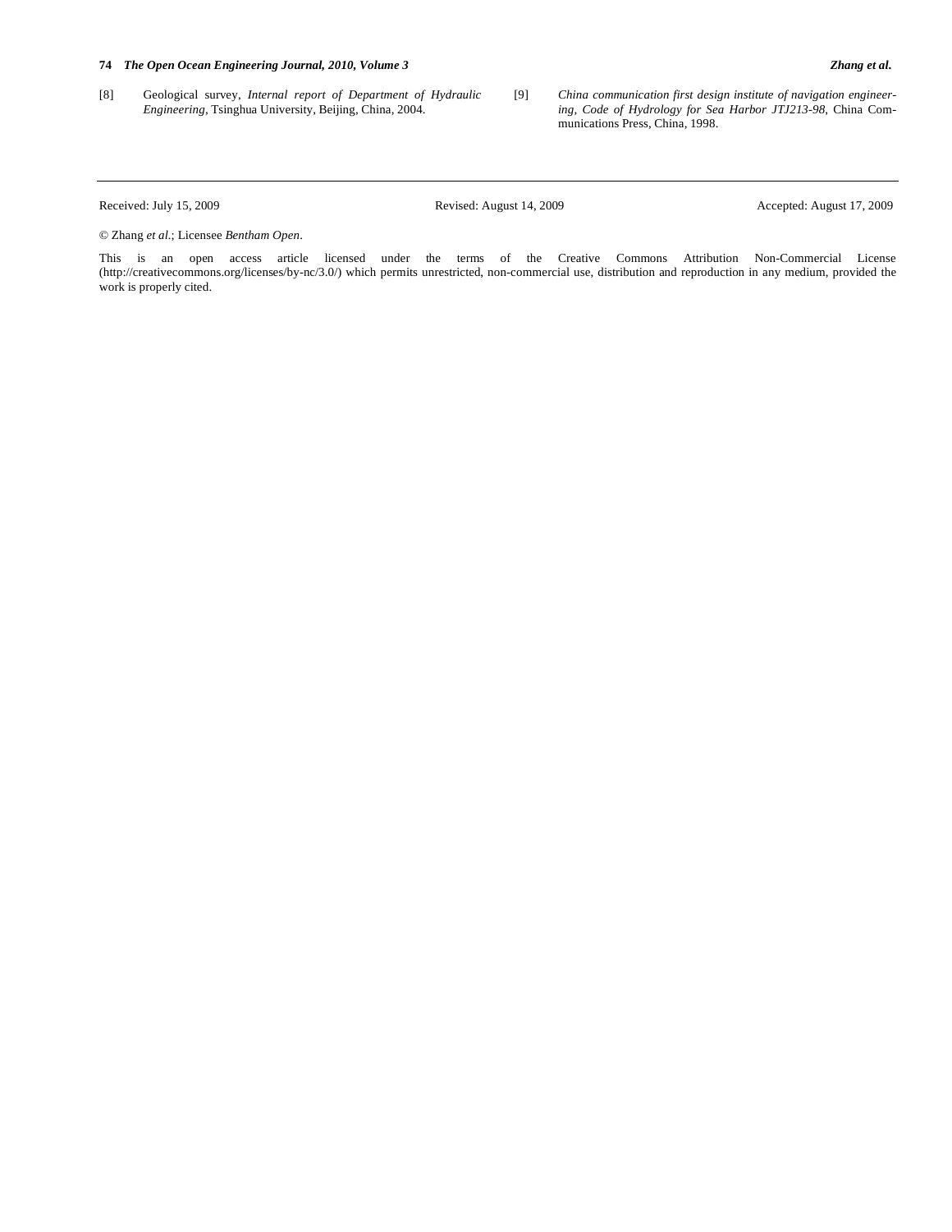[8] Geological survey, *Internal report of Department of Hydraulic Engineering*, Tsinghua University, Beijing, China, 2004.

[9] *China communication first design institute of navigation engineering, Code of Hydrology for Sea Harbor JTJ213-98*, China Communications Press, China, 1998.

---

Received: July 15, 2009 Revised: August 14, 2009 Accepted: August 17, 2009

© Zhang *et al*.; Licensee *Bentham Open*.

This is an open access article licensed under the terms of the Creative Commons Attribution Non-Commercial License (http://creativecommons.org/licenses/by-nc/3.0/) which permits unrestricted, non-commercial use, distribution and reproduction in any medium, provided the work is properly cited.